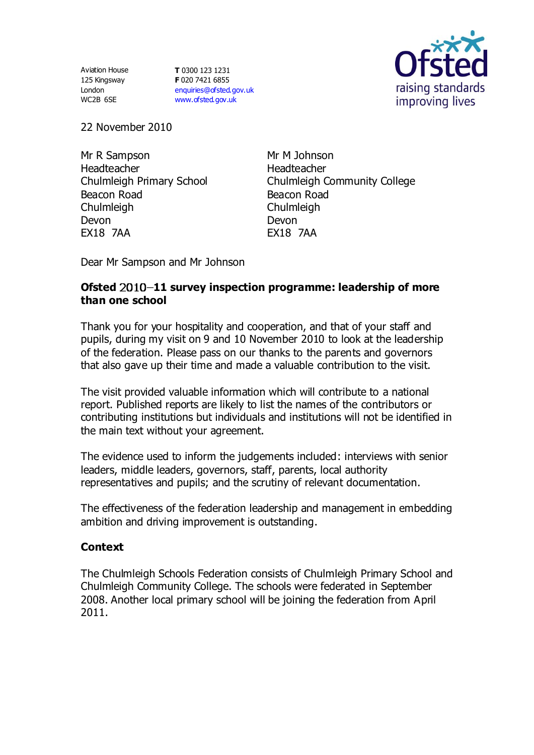Aviation House
125 Kingsway
London
WC2B 6SE

**T** 0300 123 1231
**F** 020 7421 6855
enquiries@ofsted.gov.uk
www.ofsted.gov.uk

Ofsted
raising standards
improving lives

22 November 2010

Mr R Sampson
Headteacher
Chulmleigh Primary School
Beacon Road
Chulmleigh
Devon
EX18 7AA

Mr M Johnson
Headteacher
Chulmleigh Community College
Beacon Road
Chulmleigh
Devon
EX18 7AA

Dear Mr Sampson and Mr Johnson

**Ofsted 2010–11 survey inspection programme: leadership of more than one school**

Thank you for your hospitality and cooperation, and that of your staff and pupils, during my visit on 9 and 10 November 2010 to look at the leadership of the federation. Please pass on our thanks to the parents and governors that also gave up their time and made a valuable contribution to the visit.

The visit provided valuable information which will contribute to a national report. Published reports are likely to list the names of the contributors or contributing institutions but individuals and institutions will not be identified in the main text without your agreement.

The evidence used to inform the judgements included: interviews with senior leaders, middle leaders, governors, staff, parents, local authority representatives and pupils; and the scrutiny of relevant documentation.

The effectiveness of the federation leadership and management in embedding ambition and driving improvement is outstanding.

**Context**

The Chulmleigh Schools Federation consists of Chulmleigh Primary School and Chulmleigh Community College. The schools were federated in September 2008. Another local primary school will be joining the federation from April 2011.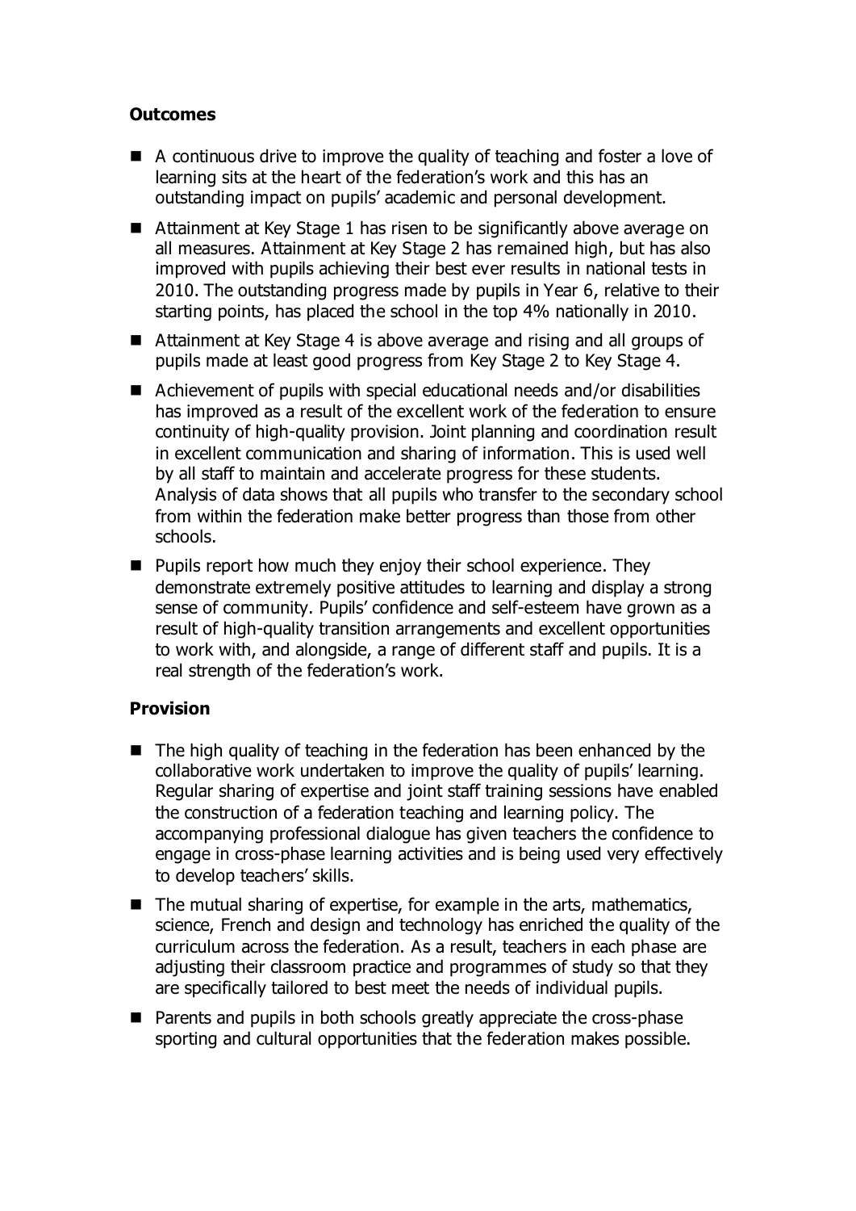**Outcomes**

- A continuous drive to improve the quality of teaching and foster a love of learning sits at the heart of the federation's work and this has an outstanding impact on pupils' academic and personal development.
- Attainment at Key Stage 1 has risen to be significantly above average on all measures. Attainment at Key Stage 2 has remained high, but has also improved with pupils achieving their best ever results in national tests in 2010. The outstanding progress made by pupils in Year 6, relative to their starting points, has placed the school in the top 4% nationally in 2010.
- Attainment at Key Stage 4 is above average and rising and all groups of pupils made at least good progress from Key Stage 2 to Key Stage 4.
- Achievement of pupils with special educational needs and/or disabilities has improved as a result of the excellent work of the federation to ensure continuity of high-quality provision. Joint planning and coordination result in excellent communication and sharing of information. This is used well by all staff to maintain and accelerate progress for these students. Analysis of data shows that all pupils who transfer to the secondary school from within the federation make better progress than those from other schools.
- Pupils report how much they enjoy their school experience. They demonstrate extremely positive attitudes to learning and display a strong sense of community. Pupils' confidence and self-esteem have grown as a result of high-quality transition arrangements and excellent opportunities to work with, and alongside, a range of different staff and pupils. It is a real strength of the federation's work.

**Provision**

- The high quality of teaching in the federation has been enhanced by the collaborative work undertaken to improve the quality of pupils' learning. Regular sharing of expertise and joint staff training sessions have enabled the construction of a federation teaching and learning policy. The accompanying professional dialogue has given teachers the confidence to engage in cross-phase learning activities and is being used very effectively to develop teachers' skills.
- The mutual sharing of expertise, for example in the arts, mathematics, science, French and design and technology has enriched the quality of the curriculum across the federation. As a result, teachers in each phase are adjusting their classroom practice and programmes of study so that they are specifically tailored to best meet the needs of individual pupils.
- Parents and pupils in both schools greatly appreciate the cross-phase sporting and cultural opportunities that the federation makes possible.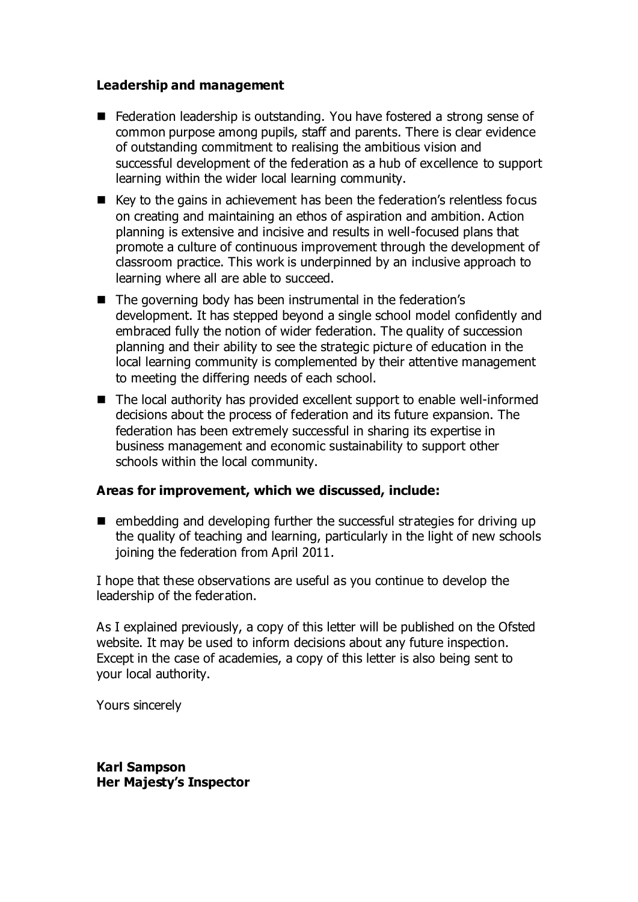**Leadership and management**

- Federation leadership is outstanding. You have fostered a strong sense of common purpose among pupils, staff and parents. There is clear evidence of outstanding commitment to realising the ambitious vision and successful development of the federation as a hub of excellence to support learning within the wider local learning community.
- Key to the gains in achievement has been the federation's relentless focus on creating and maintaining an ethos of aspiration and ambition. Action planning is extensive and incisive and results in well-focused plans that promote a culture of continuous improvement through the development of classroom practice. This work is underpinned by an inclusive approach to learning where all are able to succeed.
- The governing body has been instrumental in the federation's development. It has stepped beyond a single school model confidently and embraced fully the notion of wider federation. The quality of succession planning and their ability to see the strategic picture of education in the local learning community is complemented by their attentive management to meeting the differing needs of each school.
- The local authority has provided excellent support to enable well-informed decisions about the process of federation and its future expansion. The federation has been extremely successful in sharing its expertise in business management and economic sustainability to support other schools within the local community.

**Areas for improvement, which we discussed, include:**

- embedding and developing further the successful strategies for driving up the quality of teaching and learning, particularly in the light of new schools joining the federation from April 2011.

I hope that these observations are useful as you continue to develop the leadership of the federation.

As I explained previously, a copy of this letter will be published on the Ofsted website. It may be used to inform decisions about any future inspection. Except in the case of academies, a copy of this letter is also being sent to your local authority.

Yours sincerely

**Karl Sampson**
**Her Majesty's Inspector**